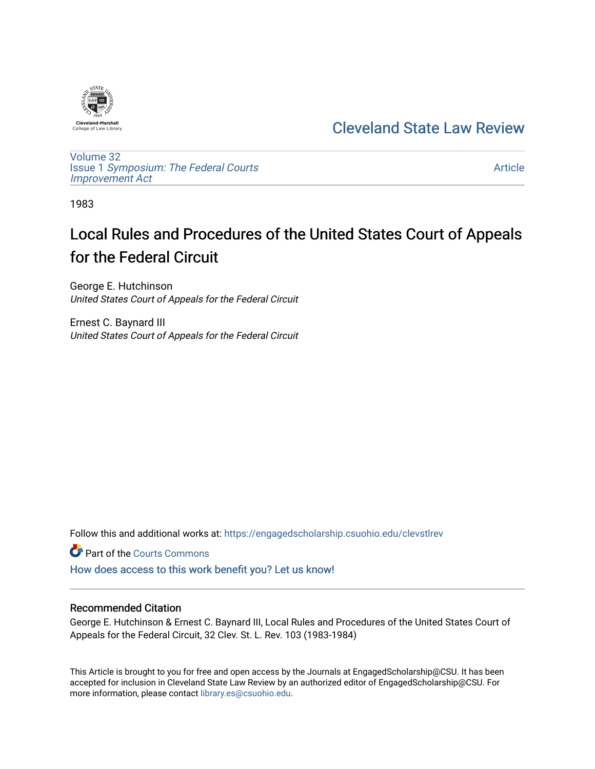Cleveland-Marshall College of Law Library

# Cleveland State Law Review

Volume 32
Issue 1 *Symposium: The Federal Courts Improvement Act*

Article

1983

# Local Rules and Procedures of the United States Court of Appeals for the Federal Circuit

George E. Hutchinson
*United States Court of Appeals for the Federal Circuit*

Ernest C. Baynard III
*United States Court of Appeals for the Federal Circuit*

Follow this and additional works at: https://engagedscholarship.csuohio.edu/clevstlrev

Part of the Courts Commons

How does access to this work benefit you? Let us know!

## Recommended Citation

George E. Hutchinson & Ernest C. Baynard III, Local Rules and Procedures of the United States Court of Appeals for the Federal Circuit, 32 Clev. St. L. Rev. 103 (1983-1984)

This Article is brought to you for free and open access by the Journals at EngagedScholarship@CSU. It has been accepted for inclusion in Cleveland State Law Review by an authorized editor of EngagedScholarship@CSU. For more information, please contact library.es@csuohio.edu.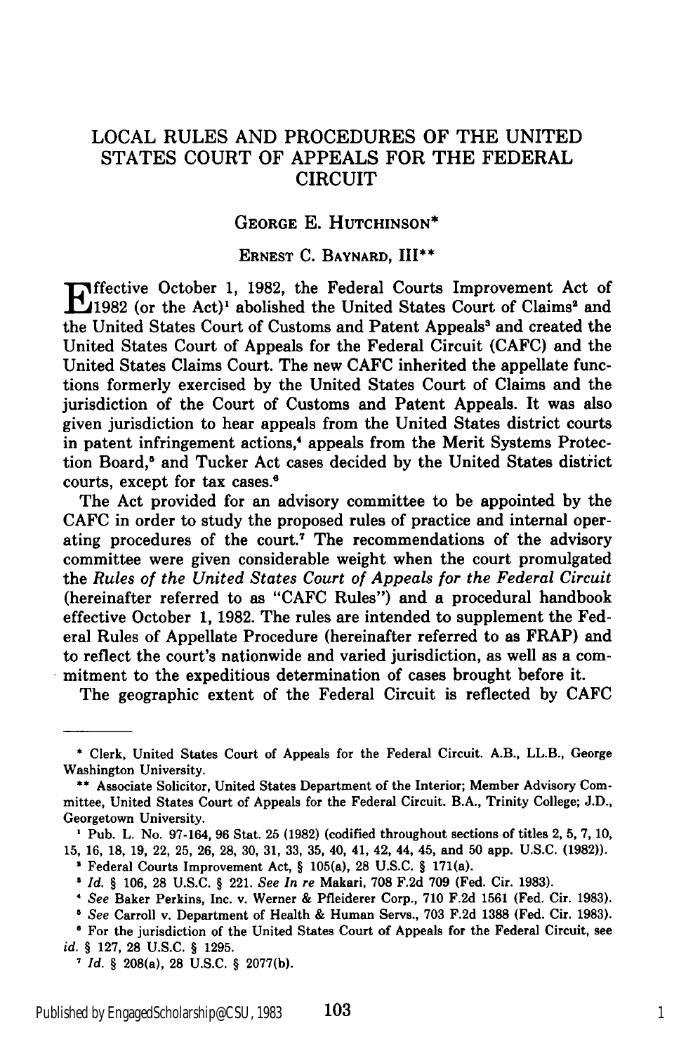# LOCAL RULES AND PROCEDURES OF THE UNITED STATES COURT OF APPEALS FOR THE FEDERAL CIRCUIT

GEORGE E. HUTCHINSON*

ERNEST C. BAYNARD, III**

Effective October 1, 1982, the Federal Courts Improvement Act of 1982 (or the Act)[1] abolished the United States Court of Claims[2] and the United States Court of Customs and Patent Appeals[3] and created the United States Court of Appeals for the Federal Circuit (CAFC) and the United States Claims Court. The new CAFC inherited the appellate functions formerly exercised by the United States Court of Claims and the jurisdiction of the Court of Customs and Patent Appeals. It was also given jurisdiction to hear appeals from the United States district courts in patent infringement actions,[4] appeals from the Merit Systems Protection Board,[5] and Tucker Act cases decided by the United States district courts, except for tax cases.[6]

The Act provided for an advisory committee to be appointed by the CAFC in order to study the proposed rules of practice and internal operating procedures of the court.[7] The recommendations of the advisory committee were given considerable weight when the court promulgated the *Rules of the United States Court of Appeals for the Federal Circuit* (hereinafter referred to as "CAFC Rules") and a procedural handbook effective October 1, 1982. The rules are intended to supplement the Federal Rules of Appellate Procedure (hereinafter referred to as FRAP) and to reflect the court's nationwide and varied jurisdiction, as well as a commitment to the expeditious determination of cases brought before it.

The geographic extent of the Federal Circuit is reflected by CAFC

---

\* Clerk, United States Court of Appeals for the Federal Circuit. A.B., LL.B., George Washington University.

\** Associate Solicitor, United States Department of the Interior; Member Advisory Committee, United States Court of Appeals for the Federal Circuit. B.A., Trinity College; J.D., Georgetown University.

[1] Pub. L. No. 97-164, 96 Stat. 25 (1982) (codified throughout sections of titles 2, 5, 7, 10, 15, 16, 18, 19, 22, 25, 26, 28, 30, 31, 33, 35, 40, 41, 42, 44, 45, and 50 app. U.S.C. (1982)).

[2] Federal Courts Improvement Act, § 105(a), 28 U.S.C. § 171(a).

[3] *Id.* § 106, 28 U.S.C. § 221. *See In re* Makari, 708 F.2d 709 (Fed. Cir. 1983).

[4] *See* Baker Perkins, Inc. v. Werner & Pfleiderer Corp., 710 F.2d 1561 (Fed. Cir. 1983).

[5] *See* Carroll v. Department of Health & Human Servs., 703 F.2d 1388 (Fed. Cir. 1983).

[6] For the jurisdiction of the United States Court of Appeals for the Federal Circuit, see *id.* § 127, 28 U.S.C. § 1295.

[7] *Id.* § 208(a), 28 U.S.C. § 2077(b).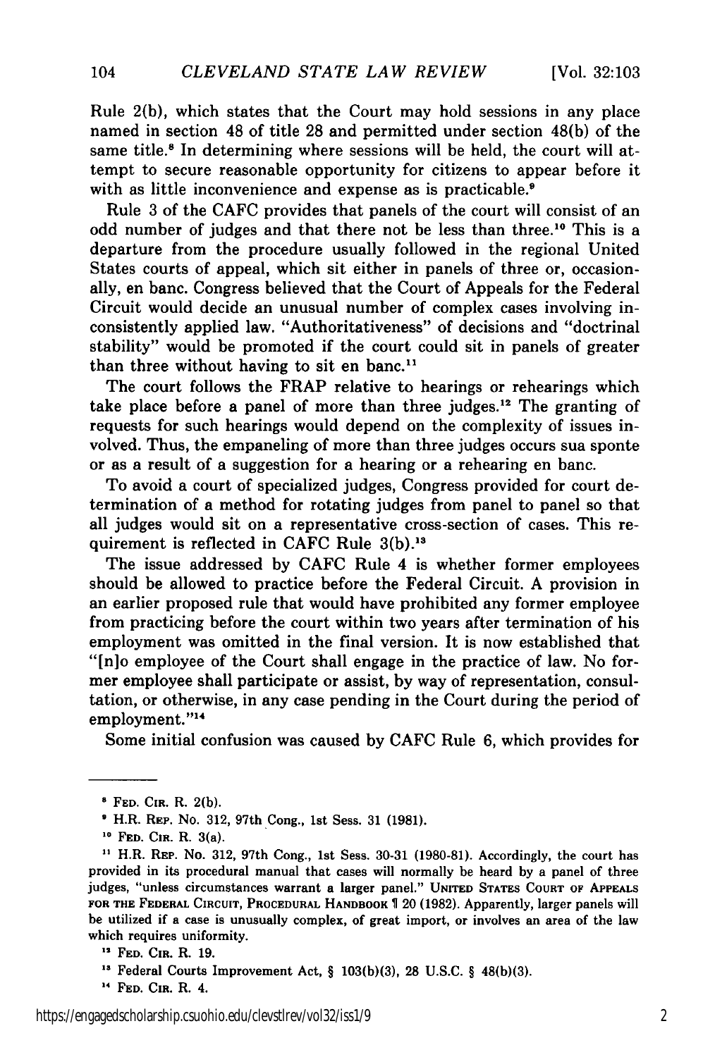Rule 2(b), which states that the Court may hold sessions in any place named in section 48 of title 28 and permitted under section 48(b) of the same title.[8] In determining where sessions will be held, the court will attempt to secure reasonable opportunity for citizens to appear before it with as little inconvenience and expense as is practicable.[9]

Rule 3 of the CAFC provides that panels of the court will consist of an odd number of judges and that there not be less than three.[10] This is a departure from the procedure usually followed in the regional United States courts of appeal, which sit either in panels of three or, occasionally, en banc. Congress believed that the Court of Appeals for the Federal Circuit would decide an unusual number of complex cases involving inconsistently applied law. "Authoritativeness" of decisions and "doctrinal stability" would be promoted if the court could sit in panels of greater than three without having to sit en banc.[11]

The court follows the FRAP relative to hearings or rehearings which take place before a panel of more than three judges.[12] The granting of requests for such hearings would depend on the complexity of issues involved. Thus, the empaneling of more than three judges occurs sua sponte or as a result of a suggestion for a hearing or a rehearing en banc.

To avoid a court of specialized judges, Congress provided for court determination of a method for rotating judges from panel to panel so that all judges would sit on a representative cross-section of cases. This requirement is reflected in CAFC Rule 3(b).[13]

The issue addressed by CAFC Rule 4 is whether former employees should be allowed to practice before the Federal Circuit. A provision in an earlier proposed rule that would have prohibited any former employee from practicing before the court within two years after termination of his employment was omitted in the final version. It is now established that "[n]o employee of the Court shall engage in the practice of law. No former employee shall participate or assist, by way of representation, consultation, or otherwise, in any case pending in the Court during the period of employment."[14]

Some initial confusion was caused by CAFC Rule 6, which provides for

---

[8] FED. CIR. R. 2(b).

[9] H.R. REP. No. 312, 97th Cong., 1st Sess. 31 (1981).

[10] FED. CIR. R. 3(a).

[11] H.R. REP. No. 312, 97th Cong., 1st Sess. 30-31 (1980-81). Accordingly, the court has provided in its procedural manual that cases will normally be heard by a panel of three judges, "unless circumstances warrant a larger panel." UNITED STATES COURT OF APPEALS FOR THE FEDERAL CIRCUIT, PROCEDURAL HANDBOOK ¶ 20 (1982). Apparently, larger panels will be utilized if a case is unusually complex, of great import, or involves an area of the law which requires uniformity.

[12] FED. CIR. R. 19.

[13] Federal Courts Improvement Act, § 103(b)(3), 28 U.S.C. § 48(b)(3).

[14] FED. CIR. R. 4.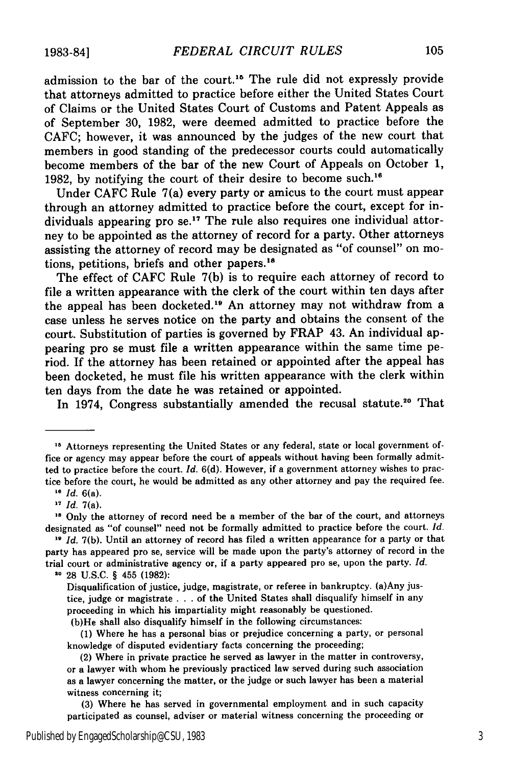admission to the bar of the court.[15] The rule did not expressly provide that attorneys admitted to practice before either the United States Court of Claims or the United States Court of Customs and Patent Appeals as of September 30, 1982, were deemed admitted to practice before the CAFC; however, it was announced by the judges of the new court that members in good standing of the predecessor courts could automatically become members of the bar of the new Court of Appeals on October 1, 1982, by notifying the court of their desire to become such.[16]

Under CAFC Rule 7(a) every party or amicus to the court must appear through an attorney admitted to practice before the court, except for individuals appearing pro se.[17] The rule also requires one individual attorney to be appointed as the attorney of record for a party. Other attorneys assisting the attorney of record may be designated as "of counsel" on motions, petitions, briefs and other papers.[18]

The effect of CAFC Rule 7(b) is to require each attorney of record to file a written appearance with the clerk of the court within ten days after the appeal has been docketed.[19] An attorney may not withdraw from a case unless he serves notice on the party and obtains the consent of the court. Substitution of parties is governed by FRAP 43. An individual appearing pro se must file a written appearance within the same time period. If the attorney has been retained or appointed after the appeal has been docketed, he must file his written appearance with the clerk within ten days from the date he was retained or appointed.

In 1974, Congress substantially amended the recusal statute.[20] That

---

[15] Attorneys representing the United States or any federal, state or local government office or agency may appear before the court of appeals without having been formally admitted to practice before the court. *Id.* 6(d). However, if a government attorney wishes to practice before the court, he would be admitted as any other attorney and pay the required fee.

[16] *Id.* 6(a).

[17] *Id.* 7(a).

[18] Only the attorney of record need be a member of the bar of the court, and attorneys designated as "of counsel" need not be formally admitted to practice before the court. *Id.*

[19] *Id.* 7(b). Until an attorney of record has filed a written appearance for a party or that party has appeared pro se, service will be made upon the party's attorney of record in the trial court or administrative agency or, if a party appeared pro se, upon the party. *Id.*

[20] 28 U.S.C. § 455 (1982):

> Disqualification of justice, judge, magistrate, or referee in bankruptcy. (a)Any justice, judge or magistrate . . . of the United States shall disqualify himself in any proceeding in which his impartiality might reasonably be questioned.
>
> (b)He shall also disqualify himself in the following circumstances:
>
> (1) Where he has a personal bias or prejudice concerning a party, or personal knowledge of disputed evidentiary facts concerning the proceeding;
>
> (2) Where in private practice he served as lawyer in the matter in controversy, or a lawyer with whom he previously practiced law served during such association as a lawyer concerning the matter, or the judge or such lawyer has been a material witness concerning it;
>
> (3) Where he has served in governmental employment and in such capacity participated as counsel, adviser or material witness concerning the proceeding or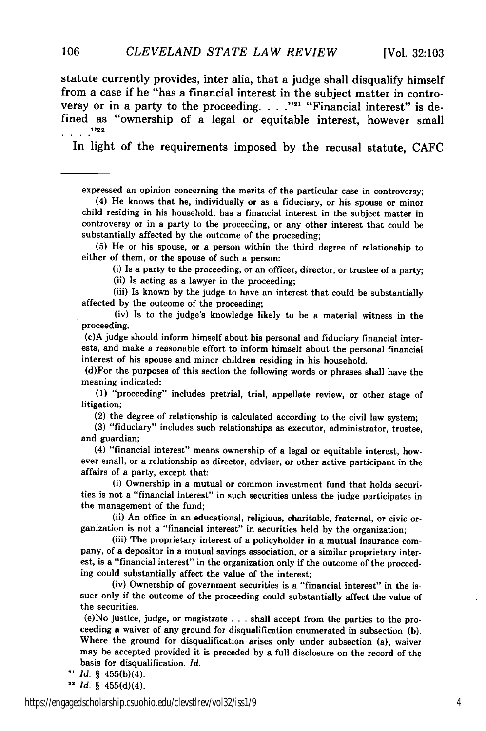statute currently provides, inter alia, that a judge shall disqualify himself from a case if he "has a financial interest in the subject matter in controversy or in a party to the proceeding. . . ."[21] "Financial interest" is defined as "ownership of a legal or equitable interest, however small . . . ."[22]

In light of the requirements imposed by the recusal statute, CAFC

---

expressed an opinion concerning the merits of the particular case in controversy;

(4) He knows that he, individually or as a fiduciary, or his spouse or minor child residing in his household, has a financial interest in the subject matter in controversy or in a party to the proceeding, or any other interest that could be substantially affected by the outcome of the proceeding;

(5) He or his spouse, or a person within the third degree of relationship to either of them, or the spouse of such a person:

(i) Is a party to the proceeding, or an officer, director, or trustee of a party;

(ii) Is acting as a lawyer in the proceeding;

(iii) Is known by the judge to have an interest that could be substantially affected by the outcome of the proceeding;

(iv) Is to the judge's knowledge likely to be a material witness in the proceeding.

(c)A judge should inform himself about his personal and fiduciary financial interests, and make a reasonable effort to inform himself about the personal financial interest of his spouse and minor children residing in his household.

(d)For the purposes of this section the following words or phrases shall have the meaning indicated:

(1) "proceeding" includes pretrial, trial, appellate review, or other stage of litigation;

(2) the degree of relationship is calculated according to the civil law system;

(3) "fiduciary" includes such relationships as executor, administrator, trustee, and guardian;

(4) "financial interest" means ownership of a legal or equitable interest, however small, or a relationship as director, adviser, or other active participant in the affairs of a party, except that:

(i) Ownership in a mutual or common investment fund that holds securities is not a "financial interest" in such securities unless the judge participates in the management of the fund;

(ii) An office in an educational, religious, charitable, fraternal, or civic organization is not a "financial interest" in securities held by the organization;

(iii) The proprietary interest of a policyholder in a mutual insurance company, of a depositor in a mutual savings association, or a similar proprietary interest, is a "financial interest" in the organization only if the outcome of the proceeding could substantially affect the value of the interest;

(iv) Ownership of government securities is a "financial interest" in the issuer only if the outcome of the proceeding could substantially affect the value of the securities.

(e)No justice, judge, or magistrate . . . shall accept from the parties to the proceeding a waiver of any ground for disqualification enumerated in subsection (b). Where the ground for disqualification arises only under subsection (a), waiver may be accepted provided it is preceded by a full disclosure on the record of the basis for disqualification. *Id.*

[21] *Id.* § 455(b)(4).

[22] *Id.* § 455(d)(4).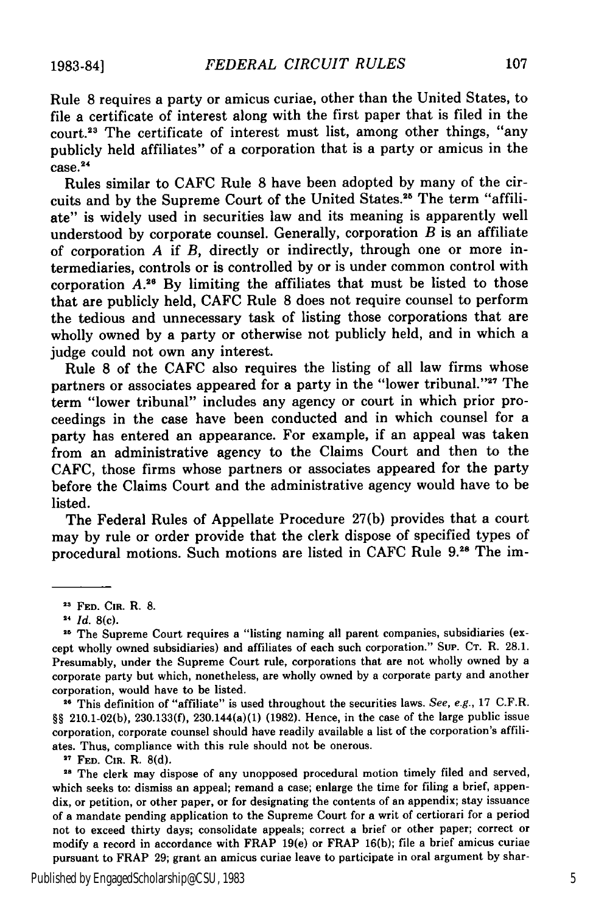Rule 8 requires a party or amicus curiae, other than the United States, to file a certificate of interest along with the first paper that is filed in the court.[23] The certificate of interest must list, among other things, "any publicly held affiliates" of a corporation that is a party or amicus in the case.[24]

Rules similar to CAFC Rule 8 have been adopted by many of the circuits and by the Supreme Court of the United States.[25] The term "affiliate" is widely used in securities law and its meaning is apparently well understood by corporate counsel. Generally, corporation *B* is an affiliate of corporation *A* if *B*, directly or indirectly, through one or more intermediaries, controls or is controlled by or is under common control with corporation *A*.[26] By limiting the affiliates that must be listed to those that are publicly held, CAFC Rule 8 does not require counsel to perform the tedious and unnecessary task of listing those corporations that are wholly owned by a party or otherwise not publicly held, and in which a judge could not own any interest.

Rule 8 of the CAFC also requires the listing of all law firms whose partners or associates appeared for a party in the "lower tribunal."[27] The term "lower tribunal" includes any agency or court in which prior proceedings in the case have been conducted and in which counsel for a party has entered an appearance. For example, if an appeal was taken from an administrative agency to the Claims Court and then to the CAFC, those firms whose partners or associates appeared for the party before the Claims Court and the administrative agency would have to be listed.

The Federal Rules of Appellate Procedure 27(b) provides that a court may by rule or order provide that the clerk dispose of specified types of procedural motions. Such motions are listed in CAFC Rule 9.[28] The im-

---

[23] FED. CIR. R. 8.

[24] *Id.* 8(c).

[25] The Supreme Court requires a "listing naming all parent companies, subsidiaries (except wholly owned subsidiaries) and affiliates of each such corporation." SUP. CT. R. 28.1. Presumably, under the Supreme Court rule, corporations that are not wholly owned by a corporate party but which, nonetheless, are wholly owned by a corporate party and another corporation, would have to be listed.

[26] This definition of "affiliate" is used throughout the securities laws. *See, e.g.*, 17 C.F.R. §§ 210.1-02(b), 230.133(f), 230.144(a)(1) (1982). Hence, in the case of the large public issue corporation, corporate counsel should have readily available a list of the corporation's affiliates. Thus, compliance with this rule should not be onerous.

[27] FED. CIR. R. 8(d).

[28] The clerk may dispose of any unopposed procedural motion timely filed and served, which seeks to: dismiss an appeal; remand a case; enlarge the time for filing a brief, appendix, or petition, or other paper, or for designating the contents of an appendix; stay issuance of a mandate pending application to the Supreme Court for a writ of certiorari for a period not to exceed thirty days; consolidate appeals; correct a brief or other paper; correct or modify a record in accordance with FRAP 19(e) or FRAP 16(b); file a brief amicus curiae pursuant to FRAP 29; grant an amicus curiae leave to participate in oral argument by shar-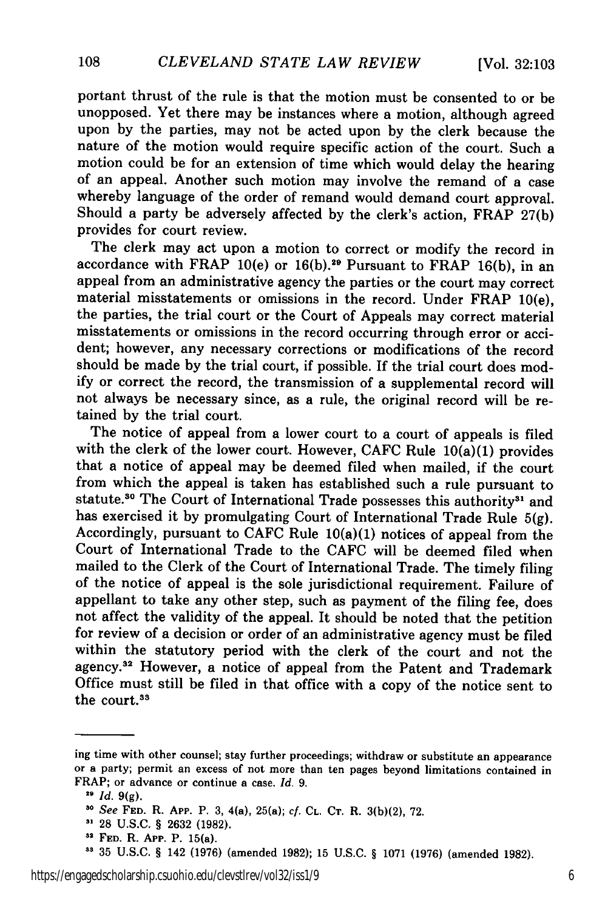portant thrust of the rule is that the motion must be consented to or be unopposed. Yet there may be instances where a motion, although agreed upon by the parties, may not be acted upon by the clerk because the nature of the motion would require specific action of the court. Such a motion could be for an extension of time which would delay the hearing of an appeal. Another such motion may involve the remand of a case whereby language of the order of remand would demand court approval. Should a party be adversely affected by the clerk's action, FRAP 27(b) provides for court review.

The clerk may act upon a motion to correct or modify the record in accordance with FRAP 10(e) or 16(b).[29] Pursuant to FRAP 16(b), in an appeal from an administrative agency the parties or the court may correct material misstatements or omissions in the record. Under FRAP 10(e), the parties, the trial court or the Court of Appeals may correct material misstatements or omissions in the record occurring through error or accident; however, any necessary corrections or modifications of the record should be made by the trial court, if possible. If the trial court does modify or correct the record, the transmission of a supplemental record will not always be necessary since, as a rule, the original record will be retained by the trial court.

The notice of appeal from a lower court to a court of appeals is filed with the clerk of the lower court. However, CAFC Rule 10(a)(1) provides that a notice of appeal may be deemed filed when mailed, if the court from which the appeal is taken has established such a rule pursuant to statute.[30] The Court of International Trade possesses this authority[31] and has exercised it by promulgating Court of International Trade Rule 5(g). Accordingly, pursuant to CAFC Rule 10(a)(1) notices of appeal from the Court of International Trade to the CAFC will be deemed filed when mailed to the Clerk of the Court of International Trade. The timely filing of the notice of appeal is the sole jurisdictional requirement. Failure of appellant to take any other step, such as payment of the filing fee, does not affect the validity of the appeal. It should be noted that the petition for review of a decision or order of an administrative agency must be filed within the statutory period with the clerk of the court and not the agency.[32] However, a notice of appeal from the Patent and Trademark Office must still be filed in that office with a copy of the notice sent to the court.[33]

---

ing time with other counsel; stay further proceedings; withdraw or substitute an appearance or a party; permit an excess of not more than ten pages beyond limitations contained in FRAP; or advance or continue a case. *Id.* 9.

[29] *Id.* 9(g).

[30] *See* FED. R. APP. P. 3, 4(a), 25(a); *cf.* CL. CT. R. 3(b)(2), 72.

[31] 28 U.S.C. § 2632 (1982).

[32] FED. R. APP. P. 15(a).

[33] 35 U.S.C. § 142 (1976) (amended 1982); 15 U.S.C. § 1071 (1976) (amended 1982).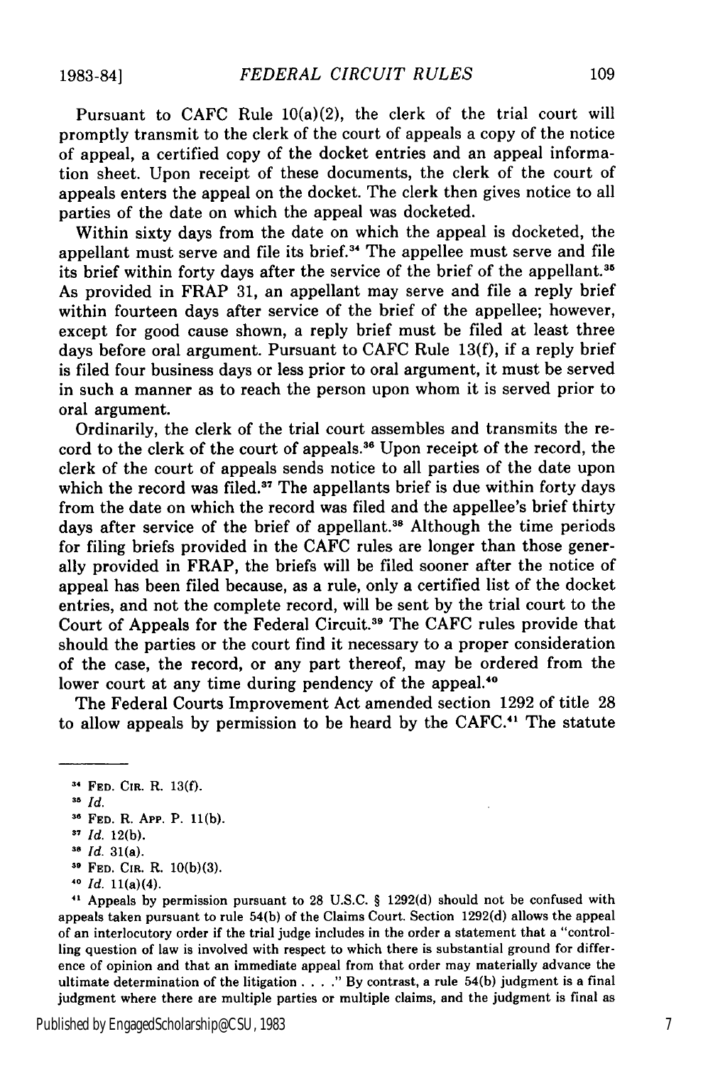Pursuant to CAFC Rule 10(a)(2), the clerk of the trial court will promptly transmit to the clerk of the court of appeals a copy of the notice of appeal, a certified copy of the docket entries and an appeal information sheet. Upon receipt of these documents, the clerk of the court of appeals enters the appeal on the docket. The clerk then gives notice to all parties of the date on which the appeal was docketed.

Within sixty days from the date on which the appeal is docketed, the appellant must serve and file its brief.[34] The appellee must serve and file its brief within forty days after the service of the brief of the appellant.[35] As provided in FRAP 31, an appellant may serve and file a reply brief within fourteen days after service of the brief of the appellee; however, except for good cause shown, a reply brief must be filed at least three days before oral argument. Pursuant to CAFC Rule 13(f), if a reply brief is filed four business days or less prior to oral argument, it must be served in such a manner as to reach the person upon whom it is served prior to oral argument.

Ordinarily, the clerk of the trial court assembles and transmits the record to the clerk of the court of appeals.[36] Upon receipt of the record, the clerk of the court of appeals sends notice to all parties of the date upon which the record was filed.[37] The appellants brief is due within forty days from the date on which the record was filed and the appellee's brief thirty days after service of the brief of appellant.[38] Although the time periods for filing briefs provided in the CAFC rules are longer than those generally provided in FRAP, the briefs will be filed sooner after the notice of appeal has been filed because, as a rule, only a certified list of the docket entries, and not the complete record, will be sent by the trial court to the Court of Appeals for the Federal Circuit.[39] The CAFC rules provide that should the parties or the court find it necessary to a proper consideration of the case, the record, or any part thereof, may be ordered from the lower court at any time during pendency of the appeal.[40]

The Federal Courts Improvement Act amended section 1292 of title 28 to allow appeals by permission to be heard by the CAFC.[41] The statute

---

[34] FED. CIR. R. 13(f).

[35] *Id.*

[36] FED. R. APP. P. 11(b).

[37] *Id.* 12(b).

[38] *Id.* 31(a).

[39] FED. CIR. R. 10(b)(3).

[40] *Id.* 11(a)(4).

[41] Appeals by permission pursuant to 28 U.S.C. § 1292(d) should not be confused with appeals taken pursuant to rule 54(b) of the Claims Court. Section 1292(d) allows the appeal of an interlocutory order if the trial judge includes in the order a statement that a "controlling question of law is involved with respect to which there is substantial ground for difference of opinion and that an immediate appeal from that order may materially advance the ultimate determination of the litigation . . . ." By contrast, a rule 54(b) judgment is a final judgment where there are multiple parties or multiple claims, and the judgment is final as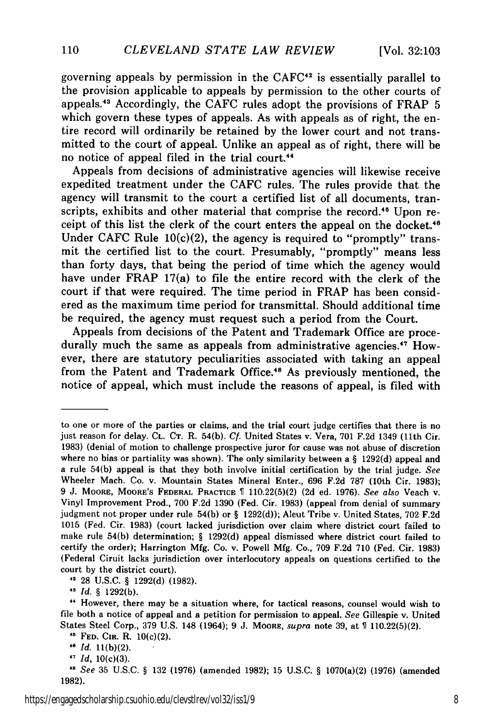governing appeals by permission in the CAFC[42] is essentially parallel to the provision applicable to appeals by permission to the other courts of appeals.[43] Accordingly, the CAFC rules adopt the provisions of FRAP 5 which govern these types of appeals. As with appeals as of right, the entire record will ordinarily be retained by the lower court and not transmitted to the court of appeal. Unlike an appeal as of right, there will be no notice of appeal filed in the trial court.[44]

Appeals from decisions of administrative agencies will likewise receive expedited treatment under the CAFC rules. The rules provide that the agency will transmit to the court a certified list of all documents, transcripts, exhibits and other material that comprise the record.[45] Upon receipt of this list the clerk of the court enters the appeal on the docket.[46] Under CAFC Rule 10(c)(2), the agency is required to "promptly" transmit the certified list to the court. Presumably, "promptly" means less than forty days, that being the period of time which the agency would have under FRAP 17(a) to file the entire record with the clerk of the court if that were required. The time period in FRAP has been considered as the maximum time period for transmittal. Should additional time be required, the agency must request such a period from the Court.

Appeals from decisions of the Patent and Trademark Office are procedurally much the same as appeals from administrative agencies.[47] However, there are statutory peculiarities associated with taking an appeal from the Patent and Trademark Office.[48] As previously mentioned, the notice of appeal, which must include the reasons of appeal, is filed with

---

to one or more of the parties or claims, and the trial court judge certifies that there is no just reason for delay. CL. CT. R. 54(b). *Cf.* United States v. Vera, 701 F.2d 1349 (11th Cir. 1983) (denial of motion to challenge prospective juror for cause was not abuse of discretion where no bias or partiality was shown). The only similarity between a § 1292(d) appeal and a rule 54(b) appeal is that they both involve initial certification by the trial judge. *See* Wheeler Mach. Co. v. Mountain States Mineral Enter., 696 F.2d 787 (10th Cir. 1983); 9 J. MOORE, MOORE'S FEDERAL PRACTICE ¶ 110.22(5)(2) (2d ed. 1976). *See also* Veach v. Vinyl Improvement Prod., 700 F.2d 1390 (Fed. Cir. 1983) (appeal from denial of summary judgment not proper under rule 54(b) or § 1292(d)); Aleut Tribe v. United States, 702 F.2d 1015 (Fed. Cir. 1983) (court lacked jurisdiction over claim where district court failed to make rule 54(b) determination; § 1292(d) appeal dismissed where district court failed to certify the order); Harrington Mfg. Co. v. Powell Mfg. Co., 709 F.2d 710 (Fed. Cir. 1983) (Federal Ciruit lacks jurisdiction over interlocutory appeals on questions certified to the court by the district court).

[42] 28 U.S.C. § 1292(d) (1982).

[43] *Id.* § 1292(b).

[44] However, there may be a situation where, for tactical reasons, counsel would wish to file both a notice of appeal and a petition for permission to appeal. *See* Gillespie v. United States Steel Corp., 379 U.S. 148 (1964); 9 J. MOORE, *supra* note 39, at ¶ 110.22(5)(2).

[45] FED. CIR. R. 10(c)(2).

[46] *Id.* 11(b)(2).

[47] *Id*, 10(c)(3).

[48] *See* 35 U.S.C. § 132 (1976) (amended 1982); 15 U.S.C. § 1070(a)(2) (1976) (amended 1982).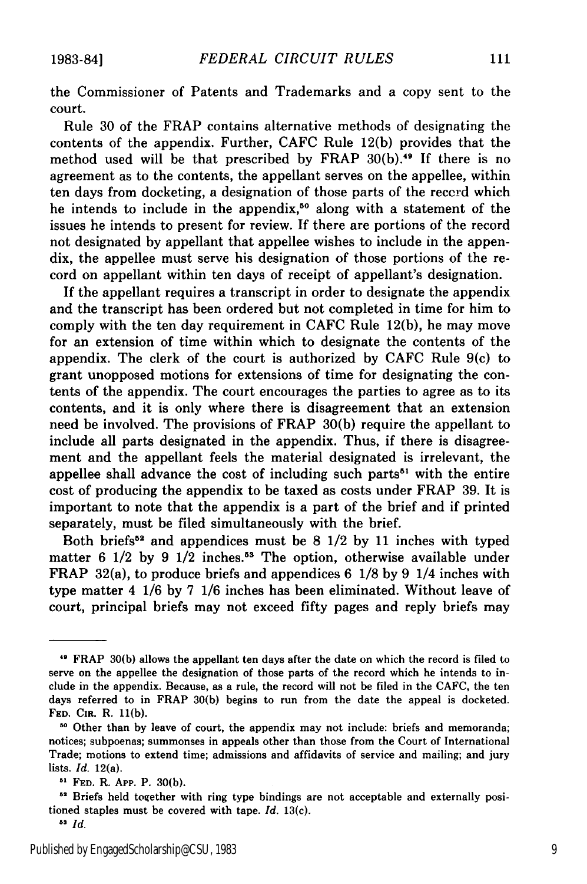the Commissioner of Patents and Trademarks and a copy sent to the court.

Rule 30 of the FRAP contains alternative methods of designating the contents of the appendix. Further, CAFC Rule 12(b) provides that the method used will be that prescribed by FRAP 30(b).[49] If there is no agreement as to the contents, the appellant serves on the appellee, within ten days from docketing, a designation of those parts of the record which he intends to include in the appendix,[50] along with a statement of the issues he intends to present for review. If there are portions of the record not designated by appellant that appellee wishes to include in the appendix, the appellee must serve his designation of those portions of the record on appellant within ten days of receipt of appellant's designation.

If the appellant requires a transcript in order to designate the appendix and the transcript has been ordered but not completed in time for him to comply with the ten day requirement in CAFC Rule 12(b), he may move for an extension of time within which to designate the contents of the appendix. The clerk of the court is authorized by CAFC Rule 9(c) to grant unopposed motions for extensions of time for designating the contents of the appendix. The court encourages the parties to agree as to its contents, and it is only where there is disagreement that an extension need be involved. The provisions of FRAP 30(b) require the appellant to include all parts designated in the appendix. Thus, if there is disagreement and the appellant feels the material designated is irrelevant, the appellee shall advance the cost of including such parts[51] with the entire cost of producing the appendix to be taxed as costs under FRAP 39. It is important to note that the appendix is a part of the brief and if printed separately, must be filed simultaneously with the brief.

Both briefs[52] and appendices must be 8 1/2 by 11 inches with typed matter 6 1/2 by 9 1/2 inches.[53] The option, otherwise available under FRAP 32(a), to produce briefs and appendices 6 1/8 by 9 1/4 inches with type matter 4 1/6 by 7 1/6 inches has been eliminated. Without leave of court, principal briefs may not exceed fifty pages and reply briefs may

---

[49] FRAP 30(b) allows the appellant ten days after the date on which the record is filed to serve on the appellee the designation of those parts of the record which he intends to include in the appendix. Because, as a rule, the record will not be filed in the CAFC, the ten days referred to in FRAP 30(b) begins to run from the date the appeal is docketed. FED. CIR. R. 11(b).

[50] Other than by leave of court, the appendix may not include: briefs and memoranda; notices; subpoenas; summonses in appeals other than those from the Court of International Trade; motions to extend time; admissions and affidavits of service and mailing; and jury lists. *Id.* 12(a).

[51] FED. R. APP. P. 30(b).

[52] Briefs held together with ring type bindings are not acceptable and externally positioned staples must be covered with tape. *Id.* 13(c).

[53] *Id.*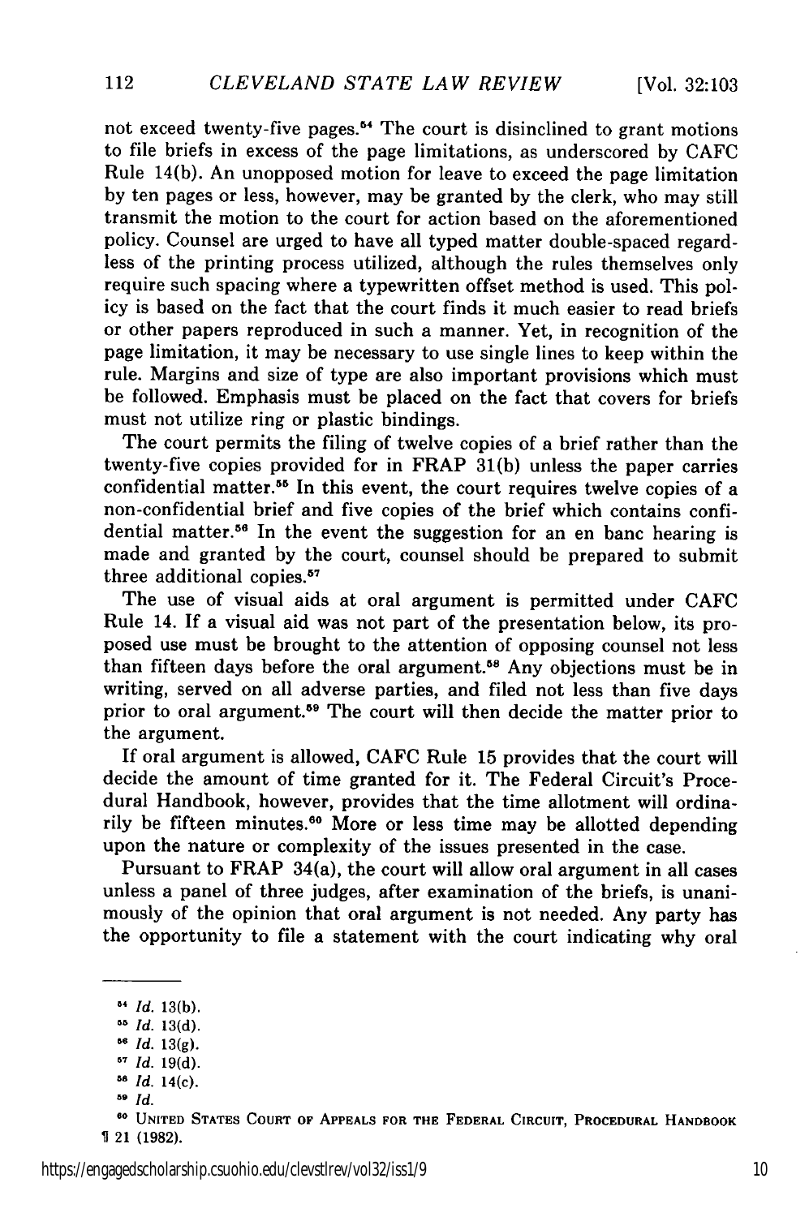not exceed twenty-five pages.[54] The court is disinclined to grant motions to file briefs in excess of the page limitations, as underscored by CAFC Rule 14(b). An unopposed motion for leave to exceed the page limitation by ten pages or less, however, may be granted by the clerk, who may still transmit the motion to the court for action based on the aforementioned policy. Counsel are urged to have all typed matter double-spaced regardless of the printing process utilized, although the rules themselves only require such spacing where a typewritten offset method is used. This policy is based on the fact that the court finds it much easier to read briefs or other papers reproduced in such a manner. Yet, in recognition of the page limitation, it may be necessary to use single lines to keep within the rule. Margins and size of type are also important provisions which must be followed. Emphasis must be placed on the fact that covers for briefs must not utilize ring or plastic bindings.

The court permits the filing of twelve copies of a brief rather than the twenty-five copies provided for in FRAP 31(b) unless the paper carries confidential matter.[55] In this event, the court requires twelve copies of a non-confidential brief and five copies of the brief which contains confidential matter.[56] In the event the suggestion for an en banc hearing is made and granted by the court, counsel should be prepared to submit three additional copies.[57]

The use of visual aids at oral argument is permitted under CAFC Rule 14. If a visual aid was not part of the presentation below, its proposed use must be brought to the attention of opposing counsel not less than fifteen days before the oral argument.[58] Any objections must be in writing, served on all adverse parties, and filed not less than five days prior to oral argument.[59] The court will then decide the matter prior to the argument.

If oral argument is allowed, CAFC Rule 15 provides that the court will decide the amount of time granted for it. The Federal Circuit's Procedural Handbook, however, provides that the time allotment will ordinarily be fifteen minutes.[60] More or less time may be allotted depending upon the nature or complexity of the issues presented in the case.

Pursuant to FRAP 34(a), the court will allow oral argument in all cases unless a panel of three judges, after examination of the briefs, is unanimously of the opinion that oral argument is not needed. Any party has the opportunity to file a statement with the court indicating why oral

---

[54] *Id.* 13(b).

[55] *Id.* 13(d).

[56] *Id.* 13(g).

[57] *Id.* 19(d).

[58] *Id.* 14(c).

[59] *Id.*

[60] UNITED STATES COURT OF APPEALS FOR THE FEDERAL CIRCUIT, PROCEDURAL HANDBOOK ¶ 21 (1982).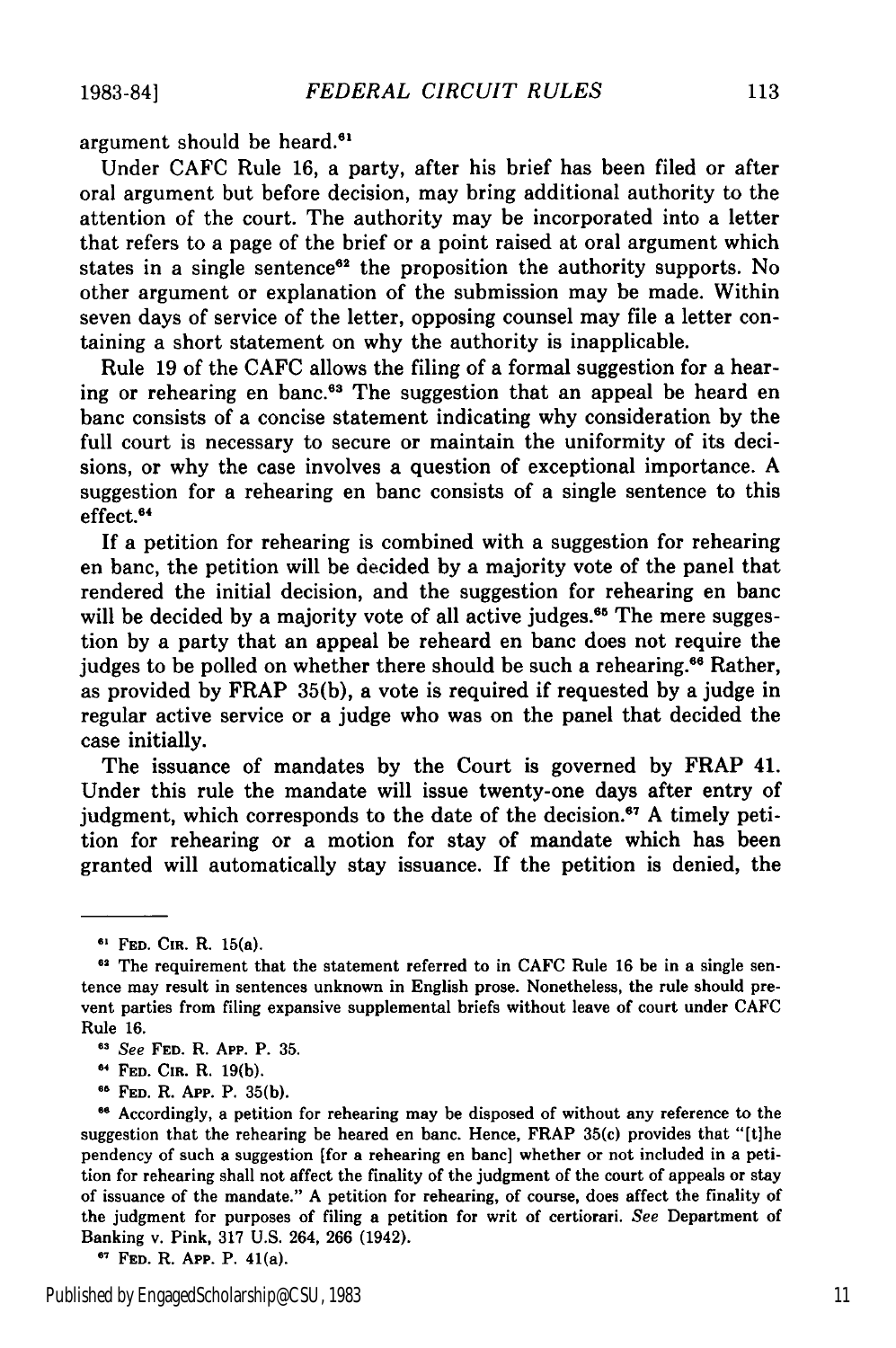argument should be heard.[61]

Under CAFC Rule 16, a party, after his brief has been filed or after oral argument but before decision, may bring additional authority to the attention of the court. The authority may be incorporated into a letter that refers to a page of the brief or a point raised at oral argument which states in a single sentence[62] the proposition the authority supports. No other argument or explanation of the submission may be made. Within seven days of service of the letter, opposing counsel may file a letter containing a short statement on why the authority is inapplicable.

Rule 19 of the CAFC allows the filing of a formal suggestion for a hearing or rehearing en banc.[63] The suggestion that an appeal be heard en banc consists of a concise statement indicating why consideration by the full court is necessary to secure or maintain the uniformity of its decisions, or why the case involves a question of exceptional importance. A suggestion for a rehearing en banc consists of a single sentence to this effect.[64]

If a petition for rehearing is combined with a suggestion for rehearing en banc, the petition will be decided by a majority vote of the panel that rendered the initial decision, and the suggestion for rehearing en banc will be decided by a majority vote of all active judges.[65] The mere suggestion by a party that an appeal be reheard en banc does not require the judges to be polled on whether there should be such a rehearing.[66] Rather, as provided by FRAP 35(b), a vote is required if requested by a judge in regular active service or a judge who was on the panel that decided the case initially.

The issuance of mandates by the Court is governed by FRAP 41. Under this rule the mandate will issue twenty-one days after entry of judgment, which corresponds to the date of the decision.[67] A timely petition for rehearing or a motion for stay of mandate which has been granted will automatically stay issuance. If the petition is denied, the

---

[61] FED. CIR. R. 15(a).

[62] The requirement that the statement referred to in CAFC Rule 16 be in a single sentence may result in sentences unknown in English prose. Nonetheless, the rule should prevent parties from filing expansive supplemental briefs without leave of court under CAFC Rule 16.

[63] *See* FED. R. APP. P. 35.

[64] FED. CIR. R. 19(b).

[65] FED. R. APP. P. 35(b).

[66] Accordingly, a petition for rehearing may be disposed of without any reference to the suggestion that the rehearing be heared en banc. Hence, FRAP 35(c) provides that "[t]he pendency of such a suggestion [for a rehearing en banc] whether or not included in a petition for rehearing shall not affect the finality of the judgment of the court of appeals or stay of issuance of the mandate." A petition for rehearing, of course, does affect the finality of the judgment for purposes of filing a petition for writ of certiorari. *See* Department of Banking v. Pink, 317 U.S. 264, 266 (1942).

[67] FED. R. APP. P. 41(a).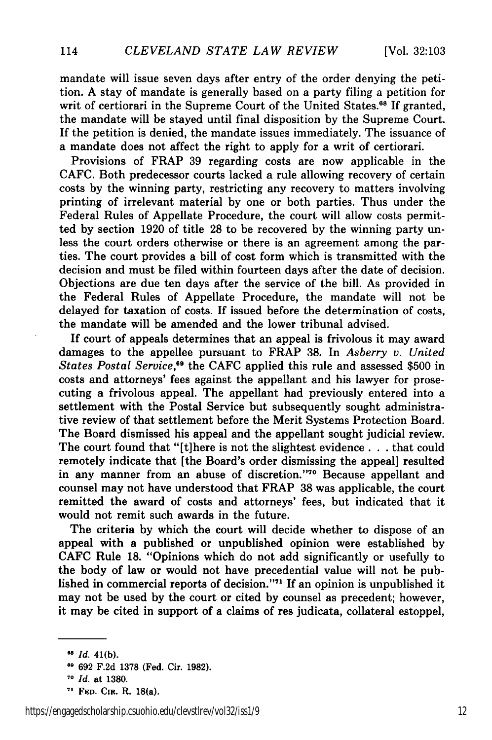mandate will issue seven days after entry of the order denying the petition. A stay of mandate is generally based on a party filing a petition for writ of certiorari in the Supreme Court of the United States.[68] If granted, the mandate will be stayed until final disposition by the Supreme Court. If the petition is denied, the mandate issues immediately. The issuance of a mandate does not affect the right to apply for a writ of certiorari.

Provisions of FRAP 39 regarding costs are now applicable in the CAFC. Both predecessor courts lacked a rule allowing recovery of certain costs by the winning party, restricting any recovery to matters involving printing of irrelevant material by one or both parties. Thus under the Federal Rules of Appellate Procedure, the court will allow costs permitted by section 1920 of title 28 to be recovered by the winning party unless the court orders otherwise or there is an agreement among the parties. The court provides a bill of cost form which is transmitted with the decision and must be filed within fourteen days after the date of decision. Objections are due ten days after the service of the bill. As provided in the Federal Rules of Appellate Procedure, the mandate will not be delayed for taxation of costs. If issued before the determination of costs, the mandate will be amended and the lower tribunal advised.

If court of appeals determines that an appeal is frivolous it may award damages to the appellee pursuant to FRAP 38. In *Asberry v. United States Postal Service*,[69] the CAFC applied this rule and assessed $500 in costs and attorneys' fees against the appellant and his lawyer for prosecuting a frivolous appeal. The appellant had previously entered into a settlement with the Postal Service but subsequently sought administrative review of that settlement before the Merit Systems Protection Board. The Board dismissed his appeal and the appellant sought judicial review. The court found that "[t]here is not the slightest evidence . . . that could remotely indicate that [the Board's order dismissing the appeal] resulted in any manner from an abuse of discretion."[70] Because appellant and counsel may not have understood that FRAP 38 was applicable, the court remitted the award of costs and attorneys' fees, but indicated that it would not remit such awards in the future.

The criteria by which the court will decide whether to dispose of an appeal with a published or unpublished opinion were established by CAFC Rule 18. "Opinions which do not add significantly or usefully to the body of law or would not have precedential value will not be published in commercial reports of decision."[71] If an opinion is unpublished it may not be used by the court or cited by counsel as precedent; however, it may be cited in support of a claims of res judicata, collateral estoppel,

---

[68] *Id.* 41(b).

[69] 692 F.2d 1378 (Fed. Cir. 1982).

[70] *Id.* at 1380.

[71] FED. CIR. R. 18(a).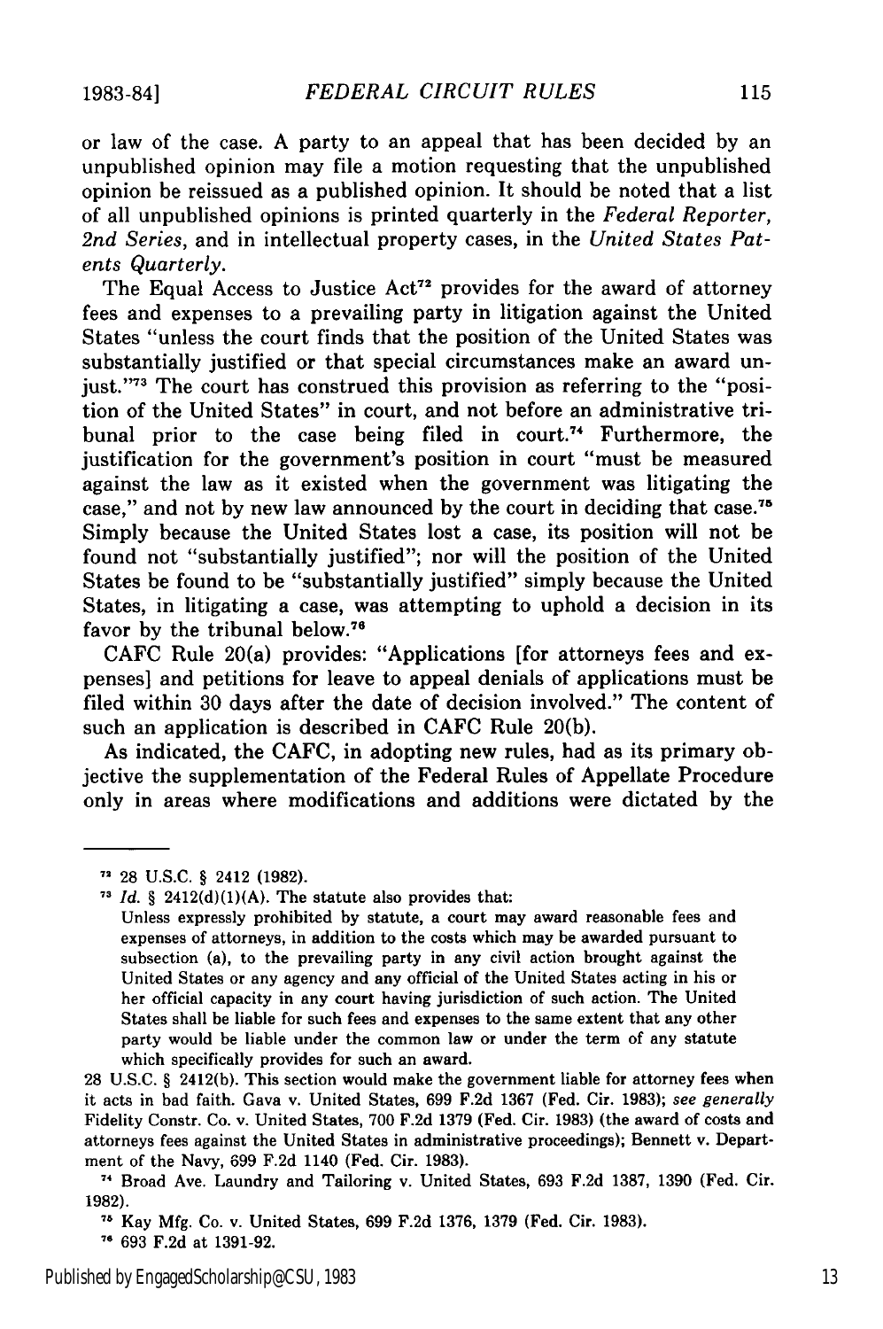or law of the case. A party to an appeal that has been decided by an unpublished opinion may file a motion requesting that the unpublished opinion be reissued as a published opinion. It should be noted that a list of all unpublished opinions is printed quarterly in the *Federal Reporter, 2nd Series*, and in intellectual property cases, in the *United States Patents Quarterly*.

The Equal Access to Justice Act[72] provides for the award of attorney fees and expenses to a prevailing party in litigation against the United States "unless the court finds that the position of the United States was substantially justified or that special circumstances make an award unjust."[73] The court has construed this provision as referring to the "position of the United States" in court, and not before an administrative tribunal prior to the case being filed in court.[74] Furthermore, the justification for the government's position in court "must be measured against the law as it existed when the government was litigating the case," and not by new law announced by the court in deciding that case.[75] Simply because the United States lost a case, its position will not be found not "substantially justified"; nor will the position of the United States be found to be "substantially justified" simply because the United States, in litigating a case, was attempting to uphold a decision in its favor by the tribunal below.[76]

CAFC Rule 20(a) provides: "Applications [for attorneys fees and expenses] and petitions for leave to appeal denials of applications must be filed within 30 days after the date of decision involved." The content of such an application is described in CAFC Rule 20(b).

As indicated, the CAFC, in adopting new rules, had as its primary objective the supplementation of the Federal Rules of Appellate Procedure only in areas where modifications and additions were dictated by the

---

[72] 28 U.S.C. § 2412 (1982).

[73] *Id.* § 2412(d)(1)(A). The statute also provides that:

> Unless expressly prohibited by statute, a court may award reasonable fees and expenses of attorneys, in addition to the costs which may be awarded pursuant to subsection (a), to the prevailing party in any civil action brought against the United States or any agency and any official of the United States acting in his or her official capacity in any court having jurisdiction of such action. The United States shall be liable for such fees and expenses to the same extent that any other party would be liable under the common law or under the term of any statute which specifically provides for such an award.

28 U.S.C. § 2412(b). This section would make the government liable for attorney fees when it acts in bad faith. Gava v. United States, 699 F.2d 1367 (Fed. Cir. 1983); *see generally* Fidelity Constr. Co. v. United States, 700 F.2d 1379 (Fed. Cir. 1983) (the award of costs and attorneys fees against the United States in administrative proceedings); Bennett v. Department of the Navy, 699 F.2d 1140 (Fed. Cir. 1983).

[74] Broad Ave. Laundry and Tailoring v. United States, 693 F.2d 1387, 1390 (Fed. Cir. 1982).

[75] Kay Mfg. Co. v. United States, 699 F.2d 1376, 1379 (Fed. Cir. 1983).

[76] 693 F.2d at 1391-92.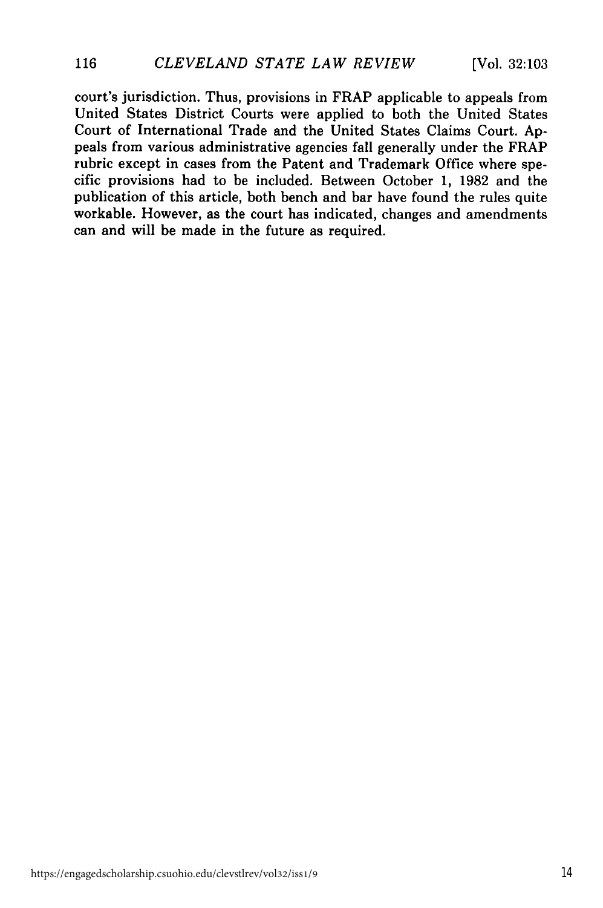court's jurisdiction. Thus, provisions in FRAP applicable to appeals from United States District Courts were applied to both the United States Court of International Trade and the United States Claims Court. Appeals from various administrative agencies fall generally under the FRAP rubric except in cases from the Patent and Trademark Office where specific provisions had to be included. Between October 1, 1982 and the publication of this article, both bench and bar have found the rules quite workable. However, as the court has indicated, changes and amendments can and will be made in the future as required.